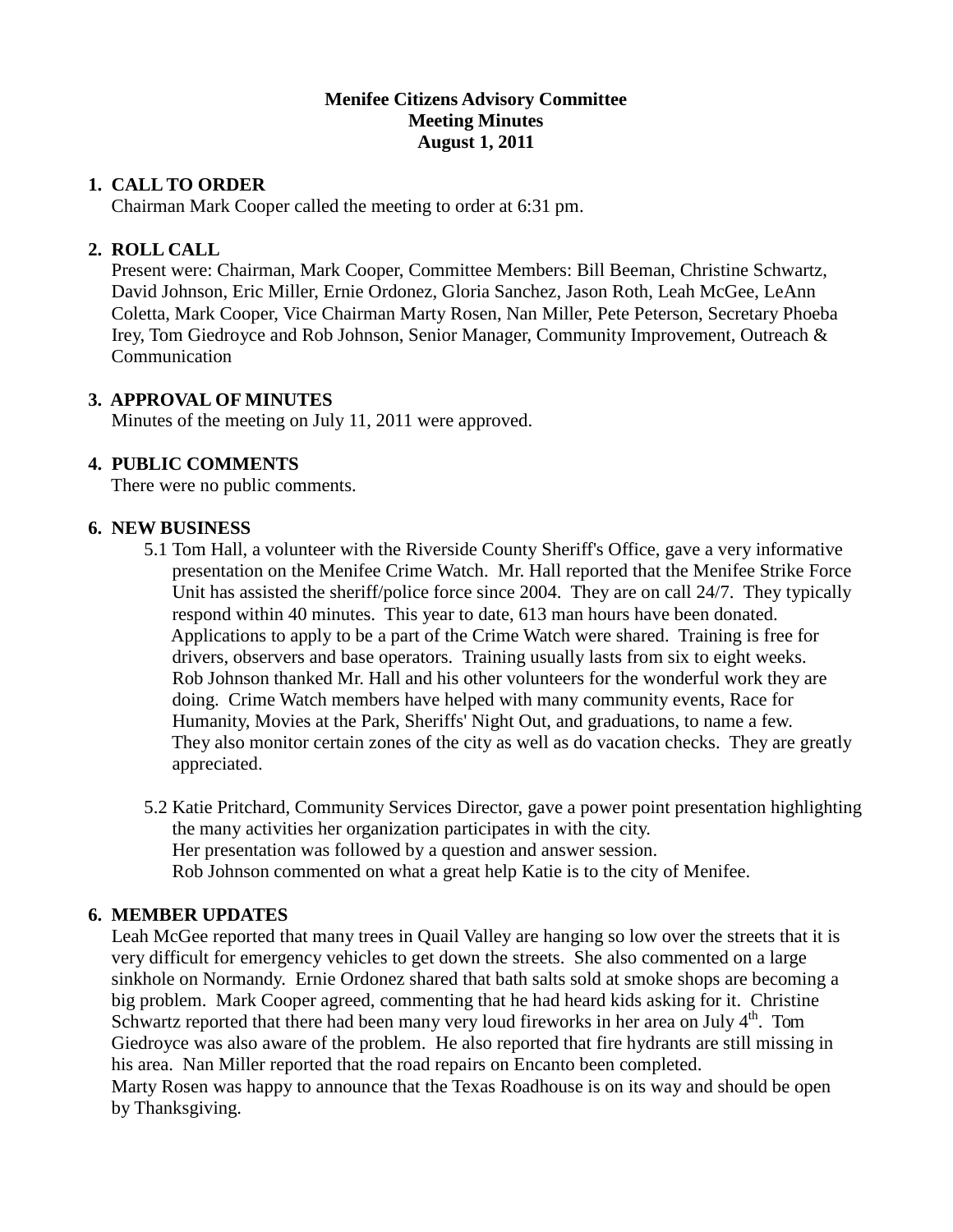**Menifee Citizens Advisory Committee**
**Meeting Minutes**
**August 1, 2011**

1. **CALL TO ORDER**
   Chairman Mark Cooper called the meeting to order at 6:31 pm.

2. **ROLL CALL**
   Present were: Chairman, Mark Cooper, Committee Members: Bill Beeman, Christine Schwartz, David Johnson, Eric Miller, Ernie Ordonez, Gloria Sanchez, Jason Roth, Leah McGee, LeAnn Coletta, Mark Cooper, Vice Chairman Marty Rosen, Nan Miller, Pete Peterson, Secretary Phoeba Irey, Tom Giedroyce and Rob Johnson, Senior Manager, Community Improvement, Outreach & Communication

3. **APPROVAL OF MINUTES**
   Minutes of the meeting on July 11, 2011 were approved.

4. **PUBLIC COMMENTS**
   There were no public comments.

6. **NEW BUSINESS**
   5.1 Tom Hall, a volunteer with the Riverside County Sheriff's Office, gave a very informative presentation on the Menifee Crime Watch. Mr. Hall reported that the Menifee Strike Force Unit has assisted the sheriff/police force since 2004. They are on call 24/7. They typically respond within 40 minutes. This year to date, 613 man hours have been donated. Applications to apply to be a part of the Crime Watch were shared. Training is free for drivers, observers and base operators. Training usually lasts from six to eight weeks. Rob Johnson thanked Mr. Hall and his other volunteers for the wonderful work they are doing. Crime Watch members have helped with many community events, Race for Humanity, Movies at the Park, Sheriffs' Night Out, and graduations, to name a few. They also monitor certain zones of the city as well as do vacation checks. They are greatly appreciated.

   5.2 Katie Pritchard, Community Services Director, gave a power point presentation highlighting the many activities her organization participates in with the city.
   Her presentation was followed by a question and answer session.
   Rob Johnson commented on what a great help Katie is to the city of Menifee.

6. **MEMBER UPDATES**
   Leah McGee reported that many trees in Quail Valley are hanging so low over the streets that it is very difficult for emergency vehicles to get down the streets. She also commented on a large sinkhole on Normandy. Ernie Ordonez shared that bath salts sold at smoke shops are becoming a big problem. Mark Cooper agreed, commenting that he had heard kids asking for it. Christine Schwartz reported that there had been many very loud fireworks in her area on July 4th. Tom Giedroyce was also aware of the problem. He also reported that fire hydrants are still missing in his area. Nan Miller reported that the road repairs on Encanto been completed.
   Marty Rosen was happy to announce that the Texas Roadhouse is on its way and should be open by Thanksgiving.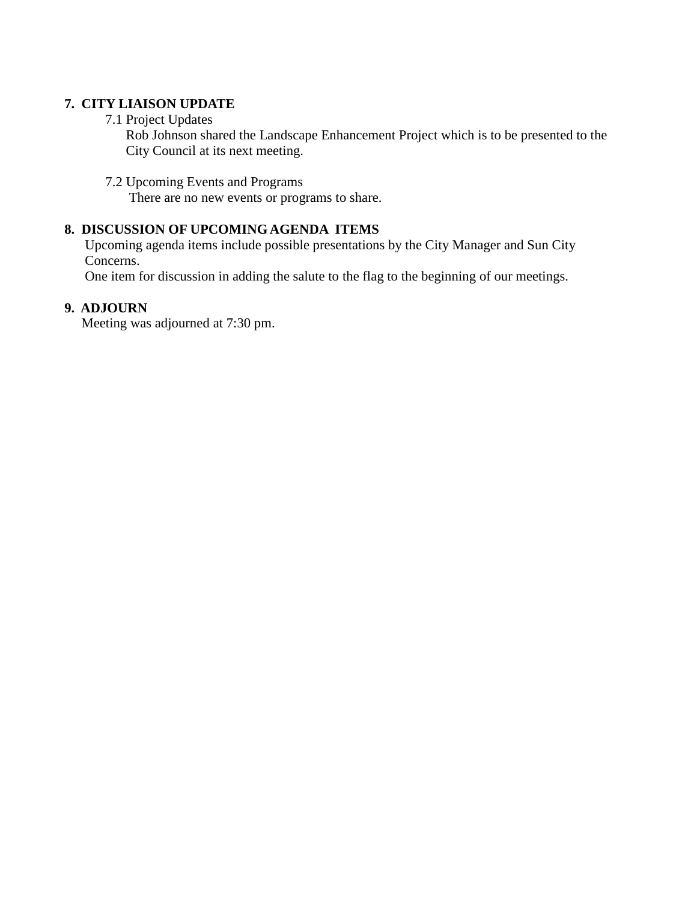**7. CITY LIAISON UPDATE**

7.1 Project Updates

Rob Johnson shared the Landscape Enhancement Project which is to be presented to the City Council at its next meeting.

7.2 Upcoming Events and Programs

There are no new events or programs to share.

**8. DISCUSSION OF UPCOMING AGENDA ITEMS**

Upcoming agenda items include possible presentations by the City Manager and Sun City Concerns.

One item for discussion in adding the salute to the flag to the beginning of our meetings.

**9. ADJOURN**

Meeting was adjourned at 7:30 pm.